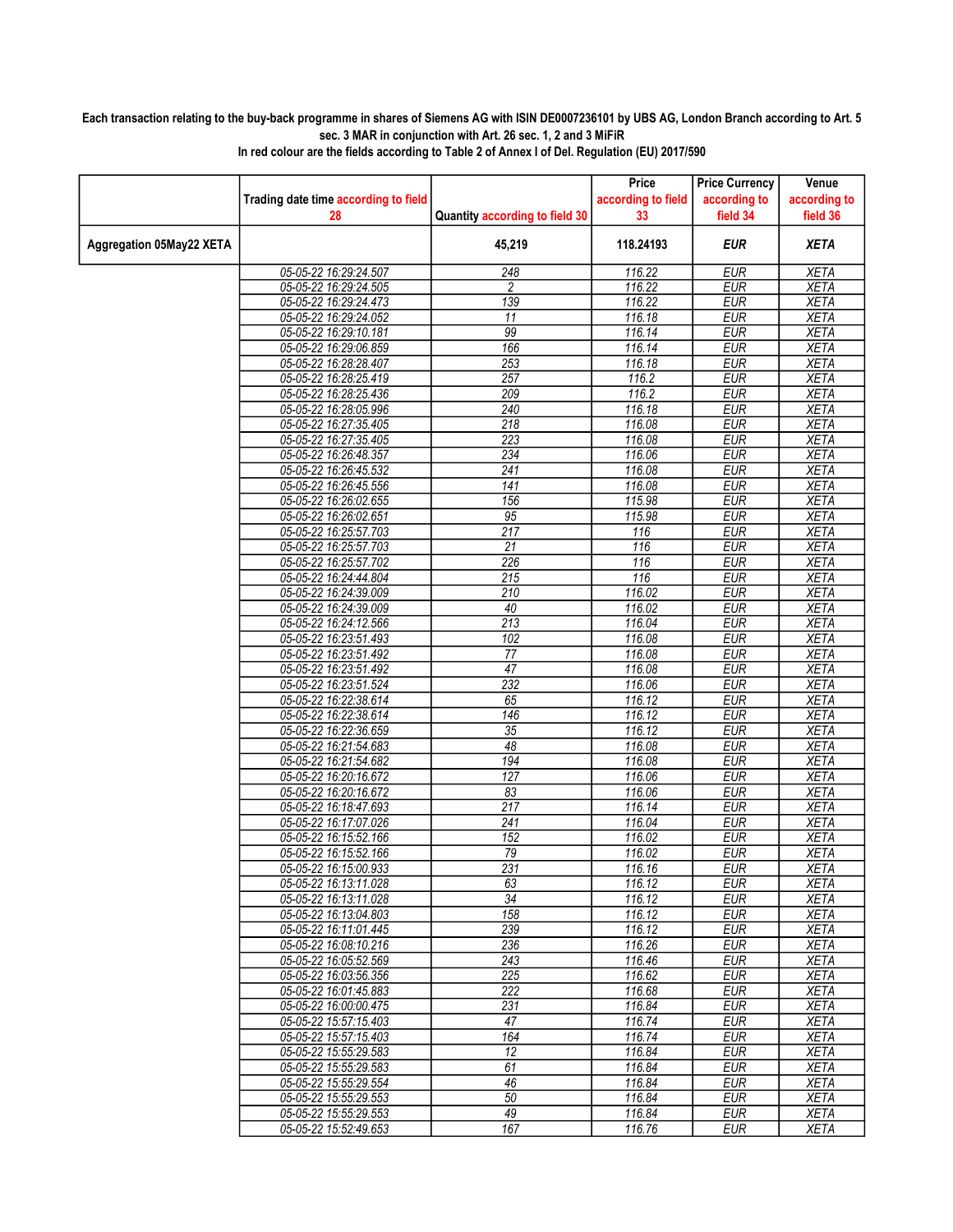**Each transaction relating to the buy-back programme in shares of Siemens AG with ISIN DE0007236101 by UBS AG, London Branch according to Art. 5 sec. 3 MAR in conjunction with Art. 26 sec. 1, 2 and 3 MiFiR**

**In red colour are the fields according to Table 2 of Annex I of Del. Regulation (EU) 2017/590**

| | Trading date time according to field 28 | Quantity according to field 30 | Price according to field 33 | Price Currency according to field 34 | Venue according to field 36 |
|---|---|---|---|---|---|
| **Aggregation 05May22 XETA** | | **45,219** | **118.24193** | ***EUR*** | ***XETA*** |
| | 05-05-22 16:29:24.507 | 248 | 116.22 | EUR | XETA |
| | 05-05-22 16:29:24.505 | 2 | 116.22 | EUR | XETA |
| | 05-05-22 16:29:24.473 | 139 | 116.22 | EUR | XETA |
| | 05-05-22 16:29:24.052 | 11 | 116.18 | EUR | XETA |
| | 05-05-22 16:29:10.181 | 99 | 116.14 | EUR | XETA |
| | 05-05-22 16:29:06.859 | 166 | 116.14 | EUR | XETA |
| | 05-05-22 16:28:28.407 | 253 | 116.18 | EUR | XETA |
| | 05-05-22 16:28:25.419 | 257 | 116.2 | EUR | XETA |
| | 05-05-22 16:28:25.436 | 209 | 116.2 | EUR | XETA |
| | 05-05-22 16:28:05.996 | 240 | 116.18 | EUR | XETA |
| | 05-05-22 16:27:35.405 | 218 | 116.08 | EUR | XETA |
| | 05-05-22 16:27:35.405 | 223 | 116.08 | EUR | XETA |
| | 05-05-22 16:26:48.357 | 234 | 116.06 | EUR | XETA |
| | 05-05-22 16:26:45.532 | 241 | 116.08 | EUR | XETA |
| | 05-05-22 16:26:45.556 | 141 | 116.08 | EUR | XETA |
| | 05-05-22 16:26:02.655 | 156 | 115.98 | EUR | XETA |
| | 05-05-22 16:26:02.651 | 95 | 115.98 | EUR | XETA |
| | 05-05-22 16:25:57.703 | 217 | 116 | EUR | XETA |
| | 05-05-22 16:25:57.703 | 21 | 116 | EUR | XETA |
| | 05-05-22 16:25:57.702 | 226 | 116 | EUR | XETA |
| | 05-05-22 16:24:44.804 | 215 | 116 | EUR | XETA |
| | 05-05-22 16:24:39.009 | 210 | 116.02 | EUR | XETA |
| | 05-05-22 16:24:39.009 | 40 | 116.02 | EUR | XETA |
| | 05-05-22 16:24:12.566 | 213 | 116.04 | EUR | XETA |
| | 05-05-22 16:23:51.493 | 102 | 116.08 | EUR | XETA |
| | 05-05-22 16:23:51.492 | 77 | 116.08 | EUR | XETA |
| | 05-05-22 16:23:51.492 | 47 | 116.08 | EUR | XETA |
| | 05-05-22 16:23:51.524 | 232 | 116.06 | EUR | XETA |
| | 05-05-22 16:22:38.614 | 65 | 116.12 | EUR | XETA |
| | 05-05-22 16:22:38.614 | 146 | 116.12 | EUR | XETA |
| | 05-05-22 16:22:36.659 | 35 | 116.12 | EUR | XETA |
| | 05-05-22 16:21:54.683 | 48 | 116.08 | EUR | XETA |
| | 05-05-22 16:21:54.682 | 194 | 116.08 | EUR | XETA |
| | 05-05-22 16:20:16.672 | 127 | 116.06 | EUR | XETA |
| | 05-05-22 16:20:16.672 | 83 | 116.06 | EUR | XETA |
| | 05-05-22 16:18:47.693 | 217 | 116.14 | EUR | XETA |
| | 05-05-22 16:17:07.026 | 241 | 116.04 | EUR | XETA |
| | 05-05-22 16:15:52.166 | 152 | 116.02 | EUR | XETA |
| | 05-05-22 16:15:52.166 | 79 | 116.02 | EUR | XETA |
| | 05-05-22 16:15:00.933 | 231 | 116.16 | EUR | XETA |
| | 05-05-22 16:13:11.028 | 63 | 116.12 | EUR | XETA |
| | 05-05-22 16:13:11.028 | 34 | 116.12 | EUR | XETA |
| | 05-05-22 16:13:04.803 | 158 | 116.12 | EUR | XETA |
| | 05-05-22 16:11:01.445 | 239 | 116.12 | EUR | XETA |
| | 05-05-22 16:08:10.216 | 236 | 116.26 | EUR | XETA |
| | 05-05-22 16:05:52.569 | 243 | 116.46 | EUR | XETA |
| | 05-05-22 16:03:56.356 | 225 | 116.62 | EUR | XETA |
| | 05-05-22 16:01:45.883 | 222 | 116.68 | EUR | XETA |
| | 05-05-22 16:00:00.475 | 231 | 116.84 | EUR | XETA |
| | 05-05-22 15:57:15.403 | 47 | 116.74 | EUR | XETA |
| | 05-05-22 15:57:15.403 | 164 | 116.74 | EUR | XETA |
| | 05-05-22 15:55:29.583 | 12 | 116.84 | EUR | XETA |
| | 05-05-22 15:55:29.583 | 61 | 116.84 | EUR | XETA |
| | 05-05-22 15:55:29.554 | 46 | 116.84 | EUR | XETA |
| | 05-05-22 15:55:29.553 | 50 | 116.84 | EUR | XETA |
| | 05-05-22 15:55:29.553 | 49 | 116.84 | EUR | XETA |
| | 05-05-22 15:52:49.653 | 167 | 116.76 | EUR | XETA |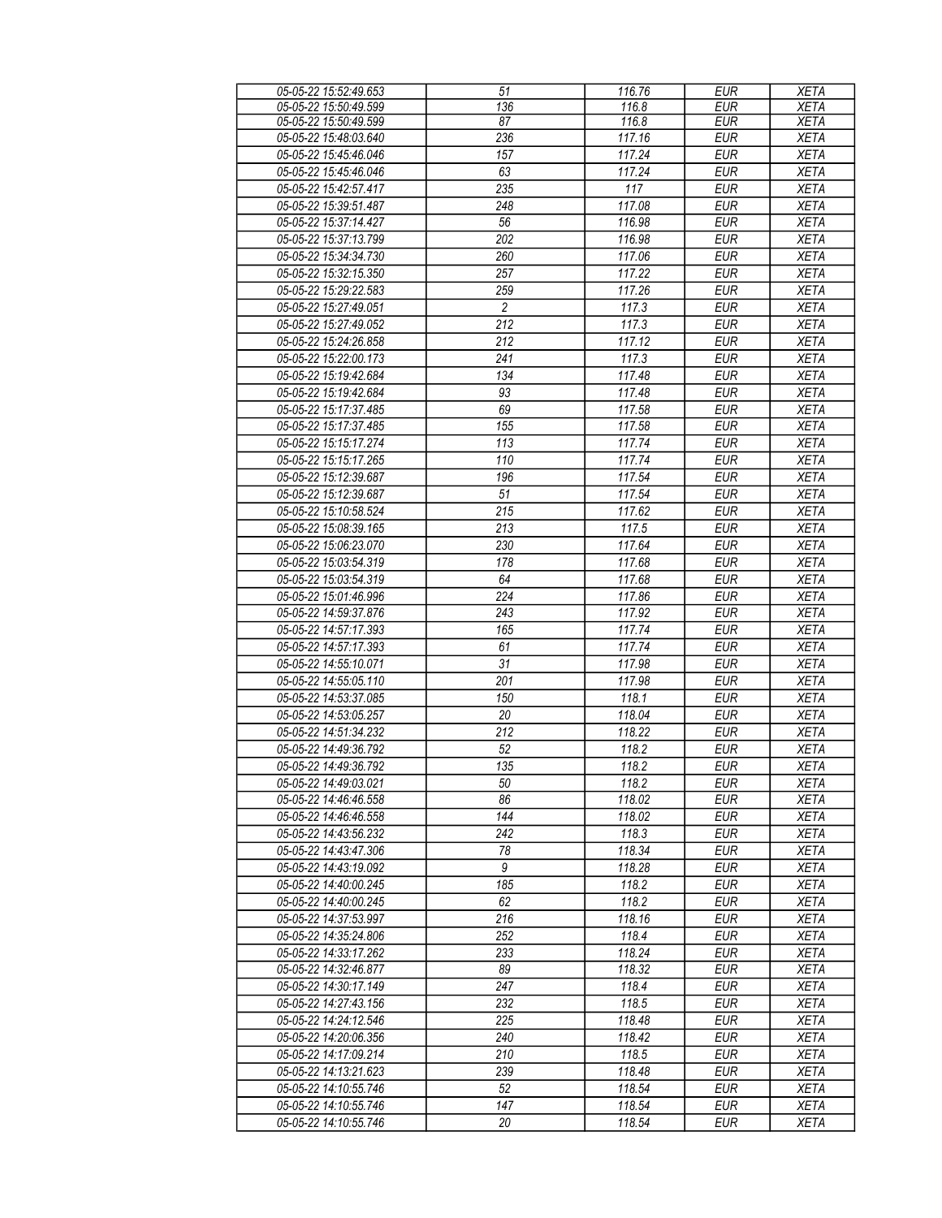| 05-05-22 15:52:49.653 | 51 | 116.76 | EUR | XETA |
|---|---|---|---|---|
| 05-05-22 15:50:49.599 | 136 | 116.8 | EUR | XETA |
| 05-05-22 15:50:49.599 | 87 | 116.8 | EUR | XETA |
| 05-05-22 15:48:03.640 | 236 | 117.16 | EUR | XETA |
| 05-05-22 15:45:46.046 | 157 | 117.24 | EUR | XETA |
| 05-05-22 15:45:46.046 | 63 | 117.24 | EUR | XETA |
| 05-05-22 15:42:57.417 | 235 | 117 | EUR | XETA |
| 05-05-22 15:39:51.487 | 248 | 117.08 | EUR | XETA |
| 05-05-22 15:37:14.427 | 56 | 116.98 | EUR | XETA |
| 05-05-22 15:37:13.799 | 202 | 116.98 | EUR | XETA |
| 05-05-22 15:34:34.730 | 260 | 117.06 | EUR | XETA |
| 05-05-22 15:32:15.350 | 257 | 117.22 | EUR | XETA |
| 05-05-22 15:29:22.583 | 259 | 117.26 | EUR | XETA |
| 05-05-22 15:27:49.051 | 2 | 117.3 | EUR | XETA |
| 05-05-22 15:27:49.052 | 212 | 117.3 | EUR | XETA |
| 05-05-22 15:24:26.858 | 212 | 117.12 | EUR | XETA |
| 05-05-22 15:22:00.173 | 241 | 117.3 | EUR | XETA |
| 05-05-22 15:19:42.684 | 134 | 117.48 | EUR | XETA |
| 05-05-22 15:19:42.684 | 93 | 117.48 | EUR | XETA |
| 05-05-22 15:17:37.485 | 69 | 117.58 | EUR | XETA |
| 05-05-22 15:17:37.485 | 155 | 117.58 | EUR | XETA |
| 05-05-22 15:15:17.274 | 113 | 117.74 | EUR | XETA |
| 05-05-22 15:15:17.265 | 110 | 117.74 | EUR | XETA |
| 05-05-22 15:12:39.687 | 196 | 117.54 | EUR | XETA |
| 05-05-22 15:12:39.687 | 51 | 117.54 | EUR | XETA |
| 05-05-22 15:10:58.524 | 215 | 117.62 | EUR | XETA |
| 05-05-22 15:08:39.165 | 213 | 117.5 | EUR | XETA |
| 05-05-22 15:06:23.070 | 230 | 117.64 | EUR | XETA |
| 05-05-22 15:03:54.319 | 178 | 117.68 | EUR | XETA |
| 05-05-22 15:03:54.319 | 64 | 117.68 | EUR | XETA |
| 05-05-22 15:01:46.996 | 224 | 117.86 | EUR | XETA |
| 05-05-22 14:59:37.876 | 243 | 117.92 | EUR | XETA |
| 05-05-22 14:57:17.393 | 165 | 117.74 | EUR | XETA |
| 05-05-22 14:57:17.393 | 61 | 117.74 | EUR | XETA |
| 05-05-22 14:55:10.071 | 31 | 117.98 | EUR | XETA |
| 05-05-22 14:55:05.110 | 201 | 117.98 | EUR | XETA |
| 05-05-22 14:53:37.085 | 150 | 118.1 | EUR | XETA |
| 05-05-22 14:53:05.257 | 20 | 118.04 | EUR | XETA |
| 05-05-22 14:51:34.232 | 212 | 118.22 | EUR | XETA |
| 05-05-22 14:49:36.792 | 52 | 118.2 | EUR | XETA |
| 05-05-22 14:49:36.792 | 135 | 118.2 | EUR | XETA |
| 05-05-22 14:49:03.021 | 50 | 118.2 | EUR | XETA |
| 05-05-22 14:46:46.558 | 86 | 118.02 | EUR | XETA |
| 05-05-22 14:46:46.558 | 144 | 118.02 | EUR | XETA |
| 05-05-22 14:43:56.232 | 242 | 118.3 | EUR | XETA |
| 05-05-22 14:43:47.306 | 78 | 118.34 | EUR | XETA |
| 05-05-22 14:43:19.092 | 9 | 118.28 | EUR | XETA |
| 05-05-22 14:40:00.245 | 185 | 118.2 | EUR | XETA |
| 05-05-22 14:40:00.245 | 62 | 118.2 | EUR | XETA |
| 05-05-22 14:37:53.997 | 216 | 118.16 | EUR | XETA |
| 05-05-22 14:35:24.806 | 252 | 118.4 | EUR | XETA |
| 05-05-22 14:33:17.262 | 233 | 118.24 | EUR | XETA |
| 05-05-22 14:32:46.877 | 89 | 118.32 | EUR | XETA |
| 05-05-22 14:30:17.149 | 247 | 118.4 | EUR | XETA |
| 05-05-22 14:27:43.156 | 232 | 118.5 | EUR | XETA |
| 05-05-22 14:24:12.546 | 225 | 118.48 | EUR | XETA |
| 05-05-22 14:20:06.356 | 240 | 118.42 | EUR | XETA |
| 05-05-22 14:17:09.214 | 210 | 118.5 | EUR | XETA |
| 05-05-22 14:13:21.623 | 239 | 118.48 | EUR | XETA |
| 05-05-22 14:10:55.746 | 52 | 118.54 | EUR | XETA |
| 05-05-22 14:10:55.746 | 147 | 118.54 | EUR | XETA |
| 05-05-22 14:10:55.746 | 20 | 118.54 | EUR | XETA |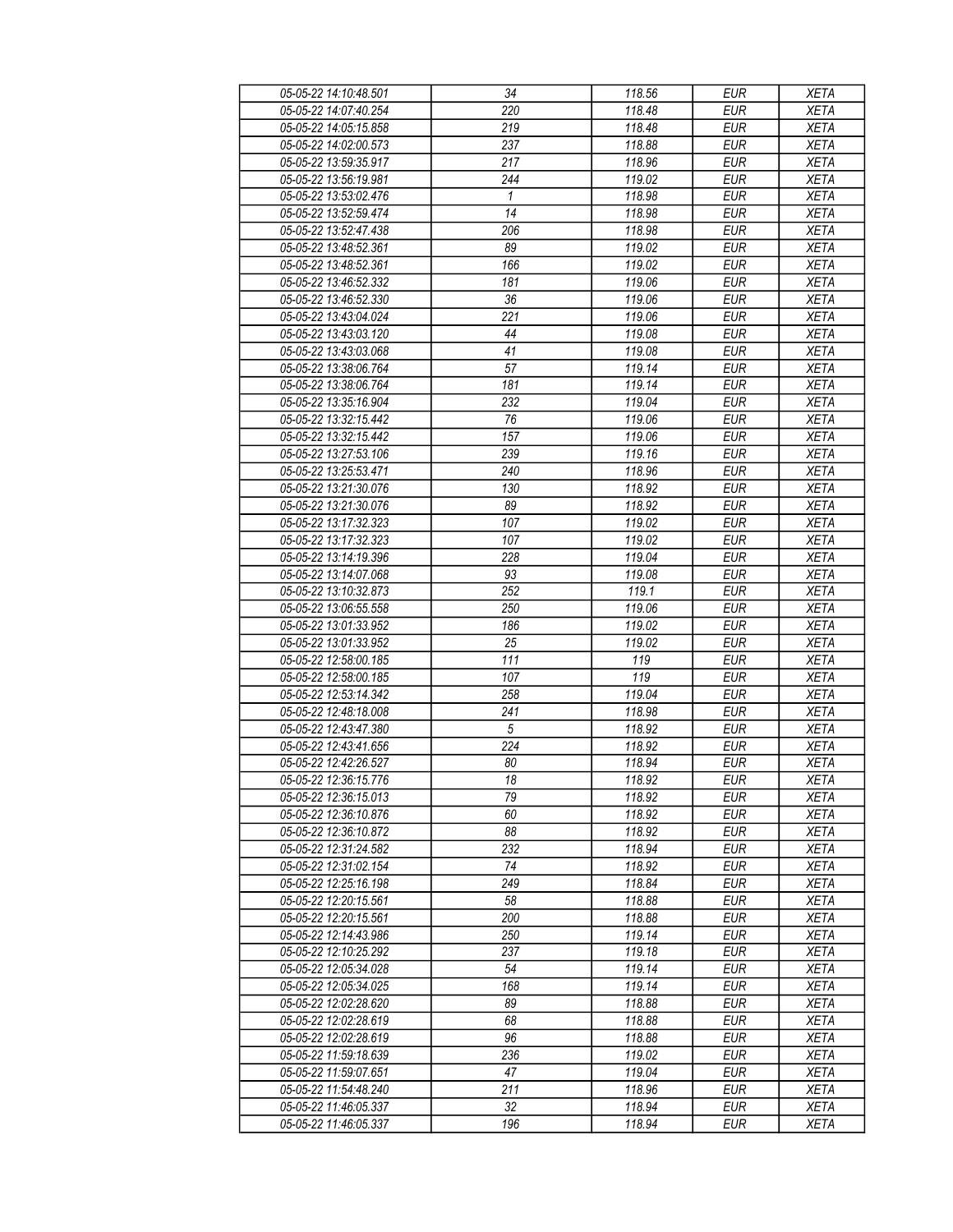| 05-05-22 14:10:48.501 | 34 | 118.56 | EUR | XETA |
|---|---|---|---|---|
| 05-05-22 14:07:40.254 | 220 | 118.48 | EUR | XETA |
| 05-05-22 14:05:15.858 | 219 | 118.48 | EUR | XETA |
| 05-05-22 14:02:00.573 | 237 | 118.88 | EUR | XETA |
| 05-05-22 13:59:35.917 | 217 | 118.96 | EUR | XETA |
| 05-05-22 13:56:19.981 | 244 | 119.02 | EUR | XETA |
| 05-05-22 13:53:02.476 | 1 | 118.98 | EUR | XETA |
| 05-05-22 13:52:59.474 | 14 | 118.98 | EUR | XETA |
| 05-05-22 13:52:47.438 | 206 | 118.98 | EUR | XETA |
| 05-05-22 13:48:52.361 | 89 | 119.02 | EUR | XETA |
| 05-05-22 13:48:52.361 | 166 | 119.02 | EUR | XETA |
| 05-05-22 13:46:52.332 | 181 | 119.06 | EUR | XETA |
| 05-05-22 13:46:52.330 | 36 | 119.06 | EUR | XETA |
| 05-05-22 13:43:04.024 | 221 | 119.06 | EUR | XETA |
| 05-05-22 13:43:03.120 | 44 | 119.08 | EUR | XETA |
| 05-05-22 13:43:03.068 | 41 | 119.08 | EUR | XETA |
| 05-05-22 13:38:06.764 | 57 | 119.14 | EUR | XETA |
| 05-05-22 13:38:06.764 | 181 | 119.14 | EUR | XETA |
| 05-05-22 13:35:16.904 | 232 | 119.04 | EUR | XETA |
| 05-05-22 13:32:15.442 | 76 | 119.06 | EUR | XETA |
| 05-05-22 13:32:15.442 | 157 | 119.06 | EUR | XETA |
| 05-05-22 13:27:53.106 | 239 | 119.16 | EUR | XETA |
| 05-05-22 13:25:53.471 | 240 | 118.96 | EUR | XETA |
| 05-05-22 13:21:30.076 | 130 | 118.92 | EUR | XETA |
| 05-05-22 13:21:30.076 | 89 | 118.92 | EUR | XETA |
| 05-05-22 13:17:32.323 | 107 | 119.02 | EUR | XETA |
| 05-05-22 13:17:32.323 | 107 | 119.02 | EUR | XETA |
| 05-05-22 13:14:19.396 | 228 | 119.04 | EUR | XETA |
| 05-05-22 13:14:07.068 | 93 | 119.08 | EUR | XETA |
| 05-05-22 13:10:32.873 | 252 | 119.1 | EUR | XETA |
| 05-05-22 13:06:55.558 | 250 | 119.06 | EUR | XETA |
| 05-05-22 13:01:33.952 | 186 | 119.02 | EUR | XETA |
| 05-05-22 13:01:33.952 | 25 | 119.02 | EUR | XETA |
| 05-05-22 12:58:00.185 | 111 | 119 | EUR | XETA |
| 05-05-22 12:58:00.185 | 107 | 119 | EUR | XETA |
| 05-05-22 12:53:14.342 | 258 | 119.04 | EUR | XETA |
| 05-05-22 12:48:18.008 | 241 | 118.98 | EUR | XETA |
| 05-05-22 12:43:47.380 | 5 | 118.92 | EUR | XETA |
| 05-05-22 12:43:41.656 | 224 | 118.92 | EUR | XETA |
| 05-05-22 12:42:26.527 | 80 | 118.94 | EUR | XETA |
| 05-05-22 12:36:15.776 | 18 | 118.92 | EUR | XETA |
| 05-05-22 12:36:15.013 | 79 | 118.92 | EUR | XETA |
| 05-05-22 12:36:10.876 | 60 | 118.92 | EUR | XETA |
| 05-05-22 12:36:10.872 | 88 | 118.92 | EUR | XETA |
| 05-05-22 12:31:24.582 | 232 | 118.94 | EUR | XETA |
| 05-05-22 12:31:02.154 | 74 | 118.92 | EUR | XETA |
| 05-05-22 12:25:16.198 | 249 | 118.84 | EUR | XETA |
| 05-05-22 12:20:15.561 | 58 | 118.88 | EUR | XETA |
| 05-05-22 12:20:15.561 | 200 | 118.88 | EUR | XETA |
| 05-05-22 12:14:43.986 | 250 | 119.14 | EUR | XETA |
| 05-05-22 12:10:25.292 | 237 | 119.18 | EUR | XETA |
| 05-05-22 12:05:34.028 | 54 | 119.14 | EUR | XETA |
| 05-05-22 12:05:34.025 | 168 | 119.14 | EUR | XETA |
| 05-05-22 12:02:28.620 | 89 | 118.88 | EUR | XETA |
| 05-05-22 12:02:28.619 | 68 | 118.88 | EUR | XETA |
| 05-05-22 12:02:28.619 | 96 | 118.88 | EUR | XETA |
| 05-05-22 11:59:18.639 | 236 | 119.02 | EUR | XETA |
| 05-05-22 11:59:07.651 | 47 | 119.04 | EUR | XETA |
| 05-05-22 11:54:48.240 | 211 | 118.96 | EUR | XETA |
| 05-05-22 11:46:05.337 | 32 | 118.94 | EUR | XETA |
| 05-05-22 11:46:05.337 | 196 | 118.94 | EUR | XETA |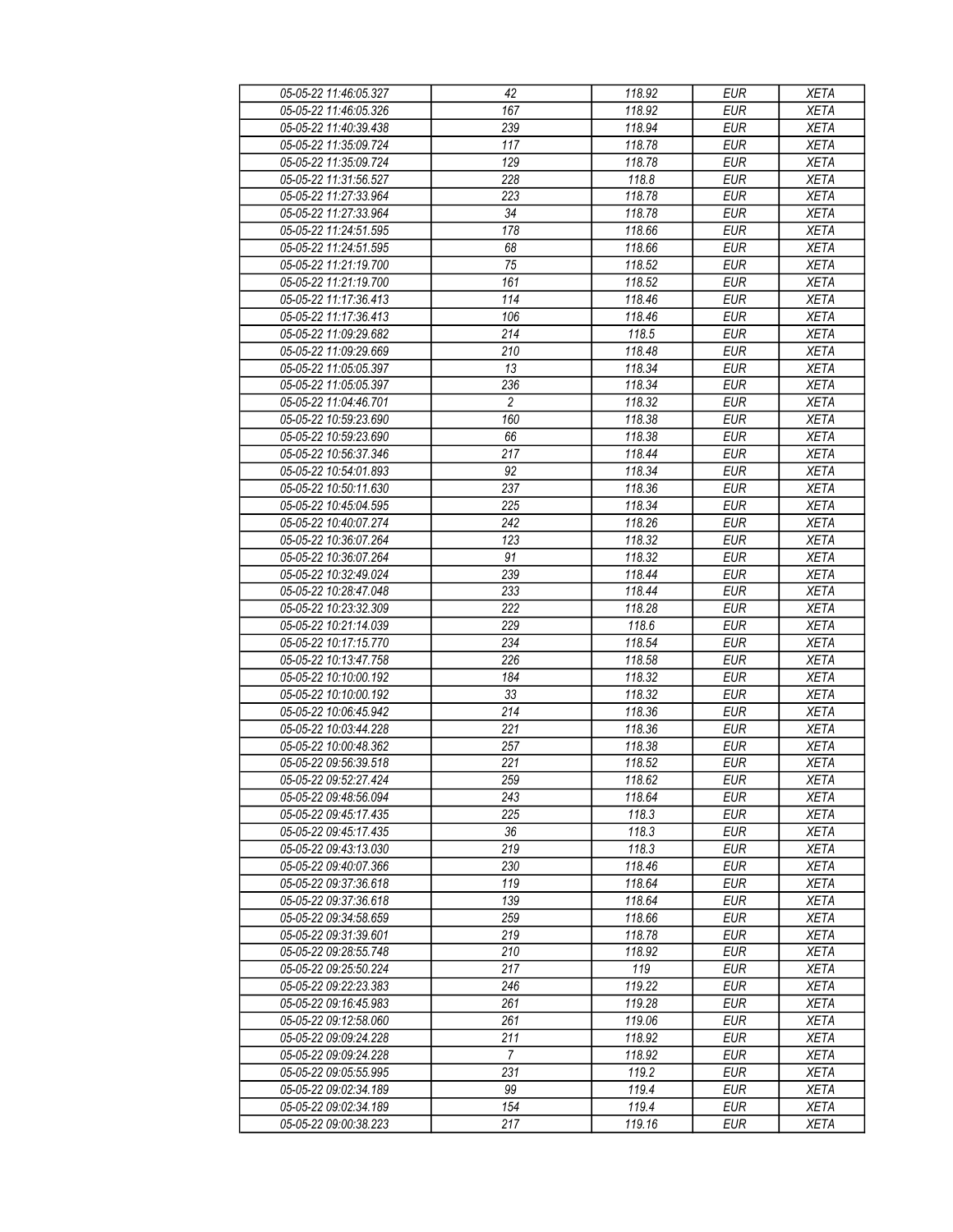| 05-05-22 11:46:05.327 | 42 | 118.92 | EUR | XETA |
|---|---|---|---|---|
| 05-05-22 11:46:05.326 | 167 | 118.92 | EUR | XETA |
| 05-05-22 11:40:39.438 | 239 | 118.94 | EUR | XETA |
| 05-05-22 11:35:09.724 | 117 | 118.78 | EUR | XETA |
| 05-05-22 11:35:09.724 | 129 | 118.78 | EUR | XETA |
| 05-05-22 11:31:56.527 | 228 | 118.8 | EUR | XETA |
| 05-05-22 11:27:33.964 | 223 | 118.78 | EUR | XETA |
| 05-05-22 11:27:33.964 | 34 | 118.78 | EUR | XETA |
| 05-05-22 11:24:51.595 | 178 | 118.66 | EUR | XETA |
| 05-05-22 11:24:51.595 | 68 | 118.66 | EUR | XETA |
| 05-05-22 11:21:19.700 | 75 | 118.52 | EUR | XETA |
| 05-05-22 11:21:19.700 | 161 | 118.52 | EUR | XETA |
| 05-05-22 11:17:36.413 | 114 | 118.46 | EUR | XETA |
| 05-05-22 11:17:36.413 | 106 | 118.46 | EUR | XETA |
| 05-05-22 11:09:29.682 | 214 | 118.5 | EUR | XETA |
| 05-05-22 11:09:29.669 | 210 | 118.48 | EUR | XETA |
| 05-05-22 11:05:05.397 | 13 | 118.34 | EUR | XETA |
| 05-05-22 11:05:05.397 | 236 | 118.34 | EUR | XETA |
| 05-05-22 11:04:46.701 | 2 | 118.32 | EUR | XETA |
| 05-05-22 10:59:23.690 | 160 | 118.38 | EUR | XETA |
| 05-05-22 10:59:23.690 | 66 | 118.38 | EUR | XETA |
| 05-05-22 10:56:37.346 | 217 | 118.44 | EUR | XETA |
| 05-05-22 10:54:01.893 | 92 | 118.34 | EUR | XETA |
| 05-05-22 10:50:11.630 | 237 | 118.36 | EUR | XETA |
| 05-05-22 10:45:04.595 | 225 | 118.34 | EUR | XETA |
| 05-05-22 10:40:07.274 | 242 | 118.26 | EUR | XETA |
| 05-05-22 10:36:07.264 | 123 | 118.32 | EUR | XETA |
| 05-05-22 10:36:07.264 | 91 | 118.32 | EUR | XETA |
| 05-05-22 10:32:49.024 | 239 | 118.44 | EUR | XETA |
| 05-05-22 10:28:47.048 | 233 | 118.44 | EUR | XETA |
| 05-05-22 10:23:32.309 | 222 | 118.28 | EUR | XETA |
| 05-05-22 10:21:14.039 | 229 | 118.6 | EUR | XETA |
| 05-05-22 10:17:15.770 | 234 | 118.54 | EUR | XETA |
| 05-05-22 10:13:47.758 | 226 | 118.58 | EUR | XETA |
| 05-05-22 10:10:00.192 | 184 | 118.32 | EUR | XETA |
| 05-05-22 10:10:00.192 | 33 | 118.32 | EUR | XETA |
| 05-05-22 10:06:45.942 | 214 | 118.36 | EUR | XETA |
| 05-05-22 10:03:44.228 | 221 | 118.36 | EUR | XETA |
| 05-05-22 10:00:48.362 | 257 | 118.38 | EUR | XETA |
| 05-05-22 09:56:39.518 | 221 | 118.52 | EUR | XETA |
| 05-05-22 09:52:27.424 | 259 | 118.62 | EUR | XETA |
| 05-05-22 09:48:56.094 | 243 | 118.64 | EUR | XETA |
| 05-05-22 09:45:17.435 | 225 | 118.3 | EUR | XETA |
| 05-05-22 09:45:17.435 | 36 | 118.3 | EUR | XETA |
| 05-05-22 09:43:13.030 | 219 | 118.3 | EUR | XETA |
| 05-05-22 09:40:07.366 | 230 | 118.46 | EUR | XETA |
| 05-05-22 09:37:36.618 | 119 | 118.64 | EUR | XETA |
| 05-05-22 09:37:36.618 | 139 | 118.64 | EUR | XETA |
| 05-05-22 09:34:58.659 | 259 | 118.66 | EUR | XETA |
| 05-05-22 09:31:39.601 | 219 | 118.78 | EUR | XETA |
| 05-05-22 09:28:55.748 | 210 | 118.92 | EUR | XETA |
| 05-05-22 09:25:50.224 | 217 | 119 | EUR | XETA |
| 05-05-22 09:22:23.383 | 246 | 119.22 | EUR | XETA |
| 05-05-22 09:16:45.983 | 261 | 119.28 | EUR | XETA |
| 05-05-22 09:12:58.060 | 261 | 119.06 | EUR | XETA |
| 05-05-22 09:09:24.228 | 211 | 118.92 | EUR | XETA |
| 05-05-22 09:09:24.228 | 7 | 118.92 | EUR | XETA |
| 05-05-22 09:05:55.995 | 231 | 119.2 | EUR | XETA |
| 05-05-22 09:02:34.189 | 99 | 119.4 | EUR | XETA |
| 05-05-22 09:02:34.189 | 154 | 119.4 | EUR | XETA |
| 05-05-22 09:00:38.223 | 217 | 119.16 | EUR | XETA |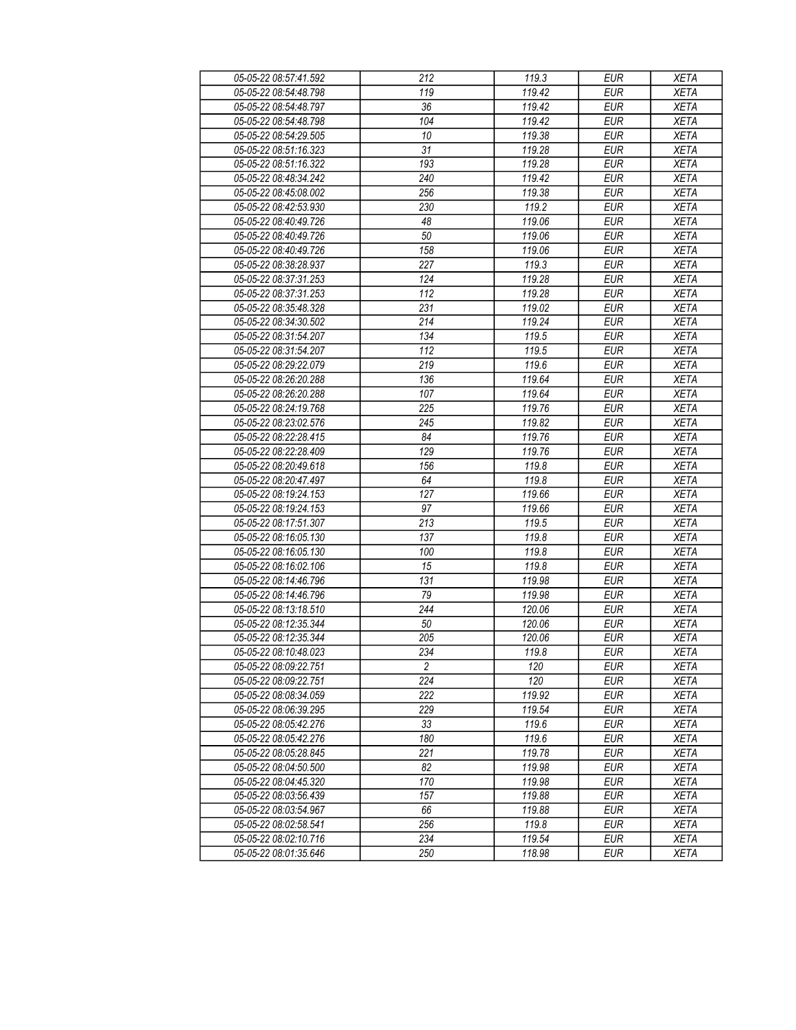| 05-05-22 08:57:41.592 | 212 | 119.3 | EUR | XETA |
|---|---|---|---|---|
| 05-05-22 08:54:48.798 | 119 | 119.42 | EUR | XETA |
| 05-05-22 08:54:48.797 | 36 | 119.42 | EUR | XETA |
| 05-05-22 08:54:48.798 | 104 | 119.42 | EUR | XETA |
| 05-05-22 08:54:29.505 | 10 | 119.38 | EUR | XETA |
| 05-05-22 08:51:16.323 | 31 | 119.28 | EUR | XETA |
| 05-05-22 08:51:16.322 | 193 | 119.28 | EUR | XETA |
| 05-05-22 08:48:34.242 | 240 | 119.42 | EUR | XETA |
| 05-05-22 08:45:08.002 | 256 | 119.38 | EUR | XETA |
| 05-05-22 08:42:53.930 | 230 | 119.2 | EUR | XETA |
| 05-05-22 08:40:49.726 | 48 | 119.06 | EUR | XETA |
| 05-05-22 08:40:49.726 | 50 | 119.06 | EUR | XETA |
| 05-05-22 08:40:49.726 | 158 | 119.06 | EUR | XETA |
| 05-05-22 08:38:28.937 | 227 | 119.3 | EUR | XETA |
| 05-05-22 08:37:31.253 | 124 | 119.28 | EUR | XETA |
| 05-05-22 08:37:31.253 | 112 | 119.28 | EUR | XETA |
| 05-05-22 08:35:48.328 | 231 | 119.02 | EUR | XETA |
| 05-05-22 08:34:30.502 | 214 | 119.24 | EUR | XETA |
| 05-05-22 08:31:54.207 | 134 | 119.5 | EUR | XETA |
| 05-05-22 08:31:54.207 | 112 | 119.5 | EUR | XETA |
| 05-05-22 08:29:22.079 | 219 | 119.6 | EUR | XETA |
| 05-05-22 08:26:20.288 | 136 | 119.64 | EUR | XETA |
| 05-05-22 08:26:20.288 | 107 | 119.64 | EUR | XETA |
| 05-05-22 08:24:19.768 | 225 | 119.76 | EUR | XETA |
| 05-05-22 08:23:02.576 | 245 | 119.82 | EUR | XETA |
| 05-05-22 08:22:28.415 | 84 | 119.76 | EUR | XETA |
| 05-05-22 08:22:28.409 | 129 | 119.76 | EUR | XETA |
| 05-05-22 08:20:49.618 | 156 | 119.8 | EUR | XETA |
| 05-05-22 08:20:47.497 | 64 | 119.8 | EUR | XETA |
| 05-05-22 08:19:24.153 | 127 | 119.66 | EUR | XETA |
| 05-05-22 08:19:24.153 | 97 | 119.66 | EUR | XETA |
| 05-05-22 08:17:51.307 | 213 | 119.5 | EUR | XETA |
| 05-05-22 08:16:05.130 | 137 | 119.8 | EUR | XETA |
| 05-05-22 08:16:05.130 | 100 | 119.8 | EUR | XETA |
| 05-05-22 08:16:02.106 | 15 | 119.8 | EUR | XETA |
| 05-05-22 08:14:46.796 | 131 | 119.98 | EUR | XETA |
| 05-05-22 08:14:46.796 | 79 | 119.98 | EUR | XETA |
| 05-05-22 08:13:18.510 | 244 | 120.06 | EUR | XETA |
| 05-05-22 08:12:35.344 | 50 | 120.06 | EUR | XETA |
| 05-05-22 08:12:35.344 | 205 | 120.06 | EUR | XETA |
| 05-05-22 08:10:48.023 | 234 | 119.8 | EUR | XETA |
| 05-05-22 08:09:22.751 | 2 | 120 | EUR | XETA |
| 05-05-22 08:09:22.751 | 224 | 120 | EUR | XETA |
| 05-05-22 08:08:34.059 | 222 | 119.92 | EUR | XETA |
| 05-05-22 08:06:39.295 | 229 | 119.54 | EUR | XETA |
| 05-05-22 08:05:42.276 | 33 | 119.6 | EUR | XETA |
| 05-05-22 08:05:42.276 | 180 | 119.6 | EUR | XETA |
| 05-05-22 08:05:28.845 | 221 | 119.78 | EUR | XETA |
| 05-05-22 08:04:50.500 | 82 | 119.98 | EUR | XETA |
| 05-05-22 08:04:45.320 | 170 | 119.98 | EUR | XETA |
| 05-05-22 08:03:56.439 | 157 | 119.88 | EUR | XETA |
| 05-05-22 08:03:54.967 | 66 | 119.88 | EUR | XETA |
| 05-05-22 08:02:58.541 | 256 | 119.8 | EUR | XETA |
| 05-05-22 08:02:10.716 | 234 | 119.54 | EUR | XETA |
| 05-05-22 08:01:35.646 | 250 | 118.98 | EUR | XETA |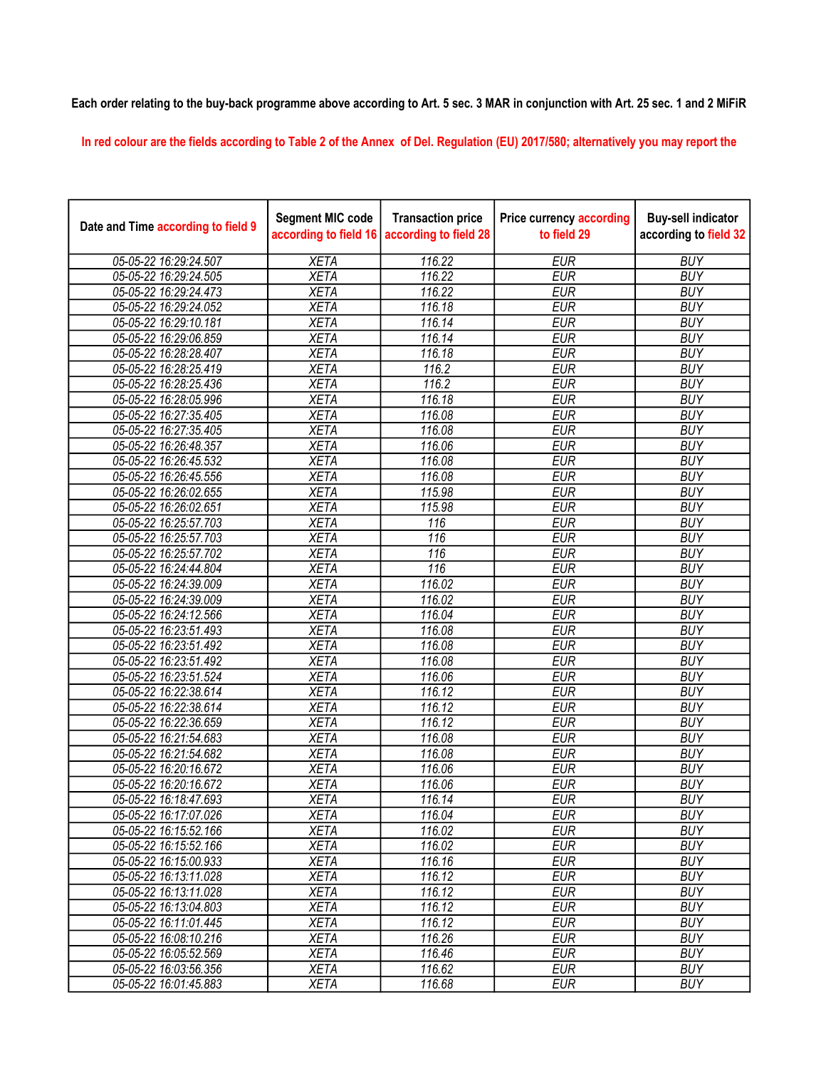**Each order relating to the buy-back programme above according to Art. 5 sec. 3 MAR in conjunction with Art. 25 sec. 1 and 2 MiFiR**

In red colour are the fields according to Table 2 of the Annex of Del. Regulation (EU) 2017/580; alternatively you may report the

| Date and Time according to field 9 | Segment MIC code according to field 16 | Transaction price according to field 28 | Price currency according to field 29 | Buy-sell indicator according to field 32 |
|---|---|---|---|---|
| 05-05-22 16:29:24.507 | XETA | 116.22 | EUR | BUY |
| 05-05-22 16:29:24.505 | XETA | 116.22 | EUR | BUY |
| 05-05-22 16:29:24.473 | XETA | 116.22 | EUR | BUY |
| 05-05-22 16:29:24.052 | XETA | 116.18 | EUR | BUY |
| 05-05-22 16:29:10.181 | XETA | 116.14 | EUR | BUY |
| 05-05-22 16:29:06.859 | XETA | 116.14 | EUR | BUY |
| 05-05-22 16:28:28.407 | XETA | 116.18 | EUR | BUY |
| 05-05-22 16:28:25.419 | XETA | 116.2 | EUR | BUY |
| 05-05-22 16:28:25.436 | XETA | 116.2 | EUR | BUY |
| 05-05-22 16:28:05.996 | XETA | 116.18 | EUR | BUY |
| 05-05-22 16:27:35.405 | XETA | 116.08 | EUR | BUY |
| 05-05-22 16:27:35.405 | XETA | 116.08 | EUR | BUY |
| 05-05-22 16:26:48.357 | XETA | 116.06 | EUR | BUY |
| 05-05-22 16:26:45.532 | XETA | 116.08 | EUR | BUY |
| 05-05-22 16:26:45.556 | XETA | 116.08 | EUR | BUY |
| 05-05-22 16:26:02.655 | XETA | 115.98 | EUR | BUY |
| 05-05-22 16:26:02.651 | XETA | 115.98 | EUR | BUY |
| 05-05-22 16:25:57.703 | XETA | 116 | EUR | BUY |
| 05-05-22 16:25:57.703 | XETA | 116 | EUR | BUY |
| 05-05-22 16:25:57.702 | XETA | 116 | EUR | BUY |
| 05-05-22 16:24:44.804 | XETA | 116 | EUR | BUY |
| 05-05-22 16:24:39.009 | XETA | 116.02 | EUR | BUY |
| 05-05-22 16:24:39.009 | XETA | 116.02 | EUR | BUY |
| 05-05-22 16:24:12.566 | XETA | 116.04 | EUR | BUY |
| 05-05-22 16:23:51.493 | XETA | 116.08 | EUR | BUY |
| 05-05-22 16:23:51.492 | XETA | 116.08 | EUR | BUY |
| 05-05-22 16:23:51.492 | XETA | 116.08 | EUR | BUY |
| 05-05-22 16:23:51.524 | XETA | 116.06 | EUR | BUY |
| 05-05-22 16:22:38.614 | XETA | 116.12 | EUR | BUY |
| 05-05-22 16:22:38.614 | XETA | 116.12 | EUR | BUY |
| 05-05-22 16:22:36.659 | XETA | 116.12 | EUR | BUY |
| 05-05-22 16:21:54.683 | XETA | 116.08 | EUR | BUY |
| 05-05-22 16:21:54.682 | XETA | 116.08 | EUR | BUY |
| 05-05-22 16:20:16.672 | XETA | 116.06 | EUR | BUY |
| 05-05-22 16:20:16.672 | XETA | 116.06 | EUR | BUY |
| 05-05-22 16:18:47.693 | XETA | 116.14 | EUR | BUY |
| 05-05-22 16:17:07.026 | XETA | 116.04 | EUR | BUY |
| 05-05-22 16:15:52.166 | XETA | 116.02 | EUR | BUY |
| 05-05-22 16:15:52.166 | XETA | 116.02 | EUR | BUY |
| 05-05-22 16:15:00.933 | XETA | 116.16 | EUR | BUY |
| 05-05-22 16:13:11.028 | XETA | 116.12 | EUR | BUY |
| 05-05-22 16:13:11.028 | XETA | 116.12 | EUR | BUY |
| 05-05-22 16:13:04.803 | XETA | 116.12 | EUR | BUY |
| 05-05-22 16:11:01.445 | XETA | 116.12 | EUR | BUY |
| 05-05-22 16:08:10.216 | XETA | 116.26 | EUR | BUY |
| 05-05-22 16:05:52.569 | XETA | 116.46 | EUR | BUY |
| 05-05-22 16:03:56.356 | XETA | 116.62 | EUR | BUY |
| 05-05-22 16:01:45.883 | XETA | 116.68 | EUR | BUY |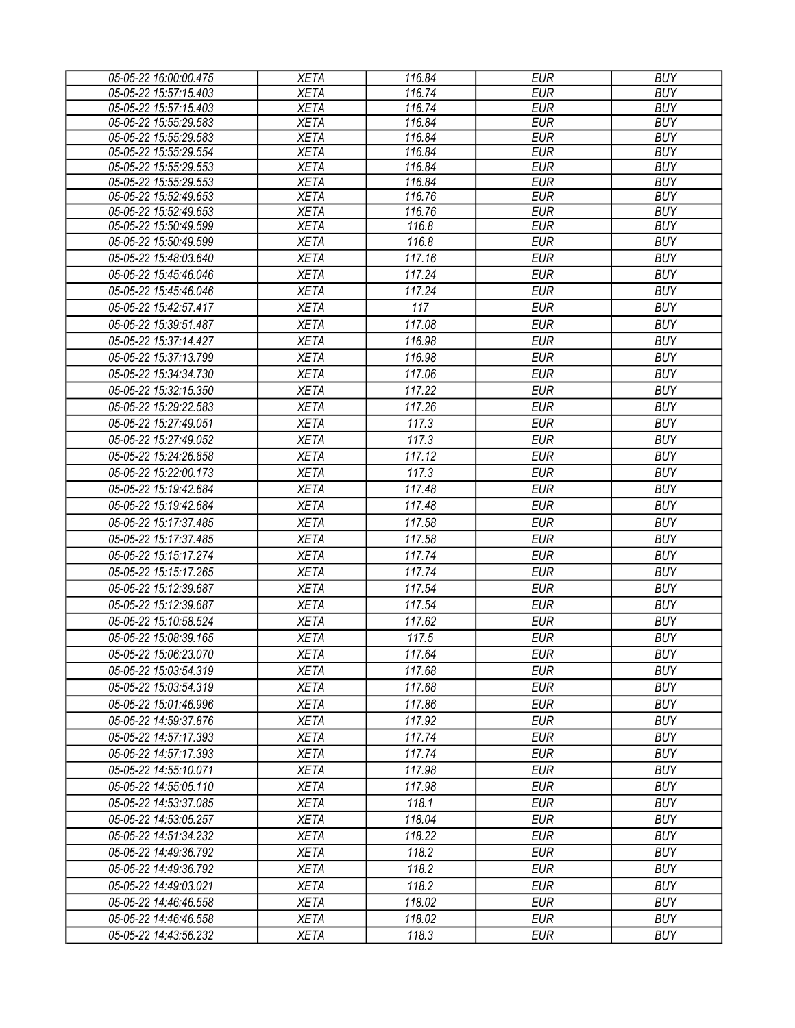| 05-05-22 16:00:00.475 | XETA | 116.84 | EUR | BUY |
|---|---|---|---|---|
| 05-05-22 15:57:15.403 | XETA | 116.74 | EUR | BUY |
| 05-05-22 15:57:15.403 | XETA | 116.74 | EUR | BUY |
| 05-05-22 15:55:29.583 | XETA | 116.84 | EUR | BUY |
| 05-05-22 15:55:29.583 | XETA | 116.84 | EUR | BUY |
| 05-05-22 15:55:29.554 | XETA | 116.84 | EUR | BUY |
| 05-05-22 15:55:29.553 | XETA | 116.84 | EUR | BUY |
| 05-05-22 15:55:29.553 | XETA | 116.84 | EUR | BUY |
| 05-05-22 15:52:49.653 | XETA | 116.76 | EUR | BUY |
| 05-05-22 15:52:49.653 | XETA | 116.76 | EUR | BUY |
| 05-05-22 15:50:49.599 | XETA | 116.8 | EUR | BUY |
| 05-05-22 15:50:49.599 | XETA | 116.8 | EUR | BUY |
| 05-05-22 15:48:03.640 | XETA | 117.16 | EUR | BUY |
| 05-05-22 15:45:46.046 | XETA | 117.24 | EUR | BUY |
| 05-05-22 15:45:46.046 | XETA | 117.24 | EUR | BUY |
| 05-05-22 15:42:57.417 | XETA | 117 | EUR | BUY |
| 05-05-22 15:39:51.487 | XETA | 117.08 | EUR | BUY |
| 05-05-22 15:37:14.427 | XETA | 116.98 | EUR | BUY |
| 05-05-22 15:37:13.799 | XETA | 116.98 | EUR | BUY |
| 05-05-22 15:34:34.730 | XETA | 117.06 | EUR | BUY |
| 05-05-22 15:32:15.350 | XETA | 117.22 | EUR | BUY |
| 05-05-22 15:29:22.583 | XETA | 117.26 | EUR | BUY |
| 05-05-22 15:27:49.051 | XETA | 117.3 | EUR | BUY |
| 05-05-22 15:27:49.052 | XETA | 117.3 | EUR | BUY |
| 05-05-22 15:24:26.858 | XETA | 117.12 | EUR | BUY |
| 05-05-22 15:22:00.173 | XETA | 117.3 | EUR | BUY |
| 05-05-22 15:19:42.684 | XETA | 117.48 | EUR | BUY |
| 05-05-22 15:19:42.684 | XETA | 117.48 | EUR | BUY |
| 05-05-22 15:17:37.485 | XETA | 117.58 | EUR | BUY |
| 05-05-22 15:17:37.485 | XETA | 117.58 | EUR | BUY |
| 05-05-22 15:15:17.274 | XETA | 117.74 | EUR | BUY |
| 05-05-22 15:15:17.265 | XETA | 117.74 | EUR | BUY |
| 05-05-22 15:12:39.687 | XETA | 117.54 | EUR | BUY |
| 05-05-22 15:12:39.687 | XETA | 117.54 | EUR | BUY |
| 05-05-22 15:10:58.524 | XETA | 117.62 | EUR | BUY |
| 05-05-22 15:08:39.165 | XETA | 117.5 | EUR | BUY |
| 05-05-22 15:06:23.070 | XETA | 117.64 | EUR | BUY |
| 05-05-22 15:03:54.319 | XETA | 117.68 | EUR | BUY |
| 05-05-22 15:03:54.319 | XETA | 117.68 | EUR | BUY |
| 05-05-22 15:01:46.996 | XETA | 117.86 | EUR | BUY |
| 05-05-22 14:59:37.876 | XETA | 117.92 | EUR | BUY |
| 05-05-22 14:57:17.393 | XETA | 117.74 | EUR | BUY |
| 05-05-22 14:57:17.393 | XETA | 117.74 | EUR | BUY |
| 05-05-22 14:55:10.071 | XETA | 117.98 | EUR | BUY |
| 05-05-22 14:55:05.110 | XETA | 117.98 | EUR | BUY |
| 05-05-22 14:53:37.085 | XETA | 118.1 | EUR | BUY |
| 05-05-22 14:53:05.257 | XETA | 118.04 | EUR | BUY |
| 05-05-22 14:51:34.232 | XETA | 118.22 | EUR | BUY |
| 05-05-22 14:49:36.792 | XETA | 118.2 | EUR | BUY |
| 05-05-22 14:49:36.792 | XETA | 118.2 | EUR | BUY |
| 05-05-22 14:49:03.021 | XETA | 118.2 | EUR | BUY |
| 05-05-22 14:46:46.558 | XETA | 118.02 | EUR | BUY |
| 05-05-22 14:46:46.558 | XETA | 118.02 | EUR | BUY |
| 05-05-22 14:43:56.232 | XETA | 118.3 | EUR | BUY |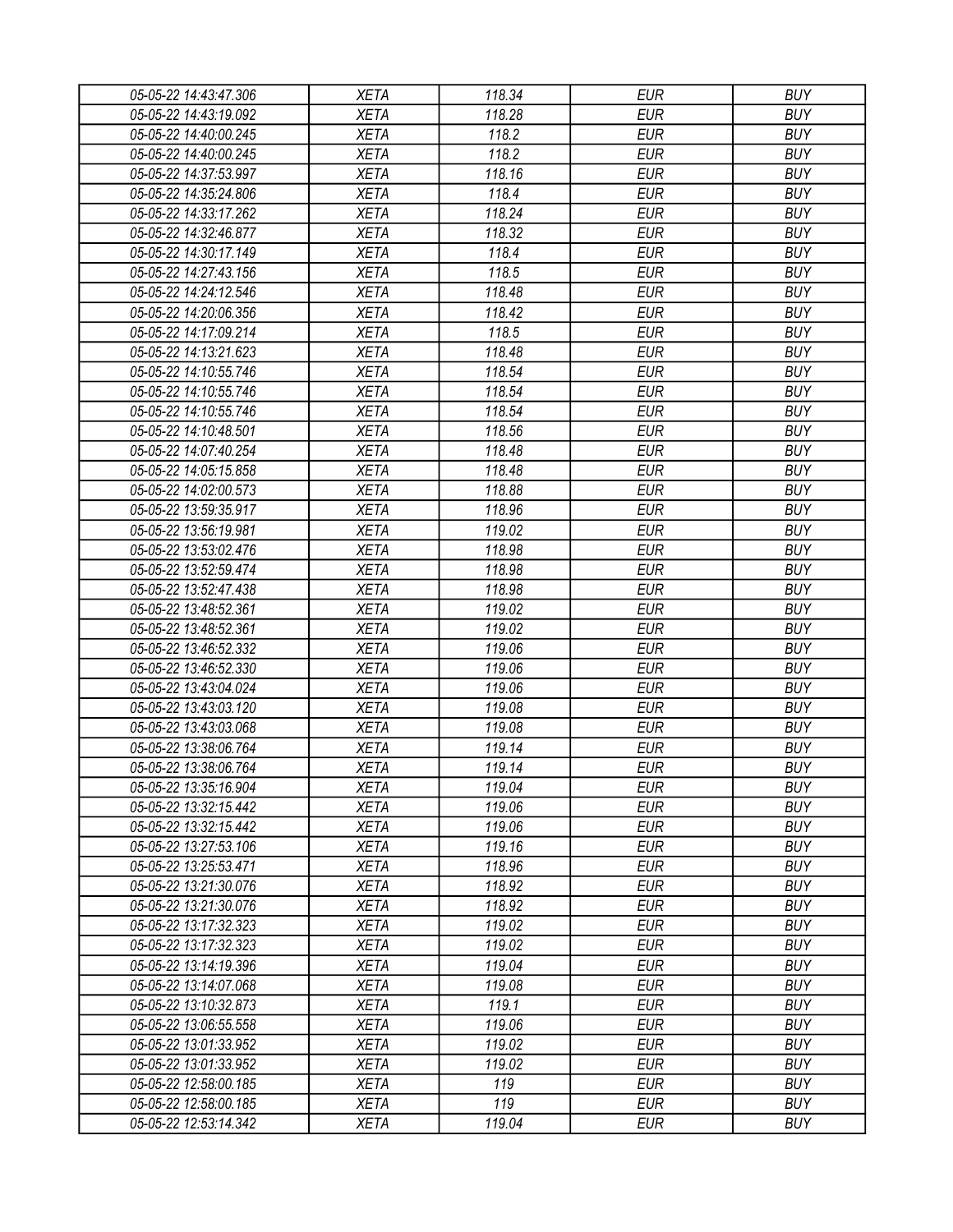| 05-05-22 14:43:47.306 | XETA | 118.34 | EUR | BUY |
|---|---|---|---|---|
| 05-05-22 14:43:19.092 | XETA | 118.28 | EUR | BUY |
| 05-05-22 14:40:00.245 | XETA | 118.2 | EUR | BUY |
| 05-05-22 14:40:00.245 | XETA | 118.2 | EUR | BUY |
| 05-05-22 14:37:53.997 | XETA | 118.16 | EUR | BUY |
| 05-05-22 14:35:24.806 | XETA | 118.4 | EUR | BUY |
| 05-05-22 14:33:17.262 | XETA | 118.24 | EUR | BUY |
| 05-05-22 14:32:46.877 | XETA | 118.32 | EUR | BUY |
| 05-05-22 14:30:17.149 | XETA | 118.4 | EUR | BUY |
| 05-05-22 14:27:43.156 | XETA | 118.5 | EUR | BUY |
| 05-05-22 14:24:12.546 | XETA | 118.48 | EUR | BUY |
| 05-05-22 14:20:06.356 | XETA | 118.42 | EUR | BUY |
| 05-05-22 14:17:09.214 | XETA | 118.5 | EUR | BUY |
| 05-05-22 14:13:21.623 | XETA | 118.48 | EUR | BUY |
| 05-05-22 14:10:55.746 | XETA | 118.54 | EUR | BUY |
| 05-05-22 14:10:55.746 | XETA | 118.54 | EUR | BUY |
| 05-05-22 14:10:55.746 | XETA | 118.54 | EUR | BUY |
| 05-05-22 14:10:48.501 | XETA | 118.56 | EUR | BUY |
| 05-05-22 14:07:40.254 | XETA | 118.48 | EUR | BUY |
| 05-05-22 14:05:15.858 | XETA | 118.48 | EUR | BUY |
| 05-05-22 14:02:00.573 | XETA | 118.88 | EUR | BUY |
| 05-05-22 13:59:35.917 | XETA | 118.96 | EUR | BUY |
| 05-05-22 13:56:19.981 | XETA | 119.02 | EUR | BUY |
| 05-05-22 13:53:02.476 | XETA | 118.98 | EUR | BUY |
| 05-05-22 13:52:59.474 | XETA | 118.98 | EUR | BUY |
| 05-05-22 13:52:47.438 | XETA | 118.98 | EUR | BUY |
| 05-05-22 13:48:52.361 | XETA | 119.02 | EUR | BUY |
| 05-05-22 13:48:52.361 | XETA | 119.02 | EUR | BUY |
| 05-05-22 13:46:52.332 | XETA | 119.06 | EUR | BUY |
| 05-05-22 13:46:52.330 | XETA | 119.06 | EUR | BUY |
| 05-05-22 13:43:04.024 | XETA | 119.06 | EUR | BUY |
| 05-05-22 13:43:03.120 | XETA | 119.08 | EUR | BUY |
| 05-05-22 13:43:03.068 | XETA | 119.08 | EUR | BUY |
| 05-05-22 13:38:06.764 | XETA | 119.14 | EUR | BUY |
| 05-05-22 13:38:06.764 | XETA | 119.14 | EUR | BUY |
| 05-05-22 13:35:16.904 | XETA | 119.04 | EUR | BUY |
| 05-05-22 13:32:15.442 | XETA | 119.06 | EUR | BUY |
| 05-05-22 13:32:15.442 | XETA | 119.06 | EUR | BUY |
| 05-05-22 13:27:53.106 | XETA | 119.16 | EUR | BUY |
| 05-05-22 13:25:53.471 | XETA | 118.96 | EUR | BUY |
| 05-05-22 13:21:30.076 | XETA | 118.92 | EUR | BUY |
| 05-05-22 13:21:30.076 | XETA | 118.92 | EUR | BUY |
| 05-05-22 13:17:32.323 | XETA | 119.02 | EUR | BUY |
| 05-05-22 13:17:32.323 | XETA | 119.02 | EUR | BUY |
| 05-05-22 13:14:19.396 | XETA | 119.04 | EUR | BUY |
| 05-05-22 13:14:07.068 | XETA | 119.08 | EUR | BUY |
| 05-05-22 13:10:32.873 | XETA | 119.1 | EUR | BUY |
| 05-05-22 13:06:55.558 | XETA | 119.06 | EUR | BUY |
| 05-05-22 13:01:33.952 | XETA | 119.02 | EUR | BUY |
| 05-05-22 13:01:33.952 | XETA | 119.02 | EUR | BUY |
| 05-05-22 12:58:00.185 | XETA | 119 | EUR | BUY |
| 05-05-22 12:58:00.185 | XETA | 119 | EUR | BUY |
| 05-05-22 12:53:14.342 | XETA | 119.04 | EUR | BUY |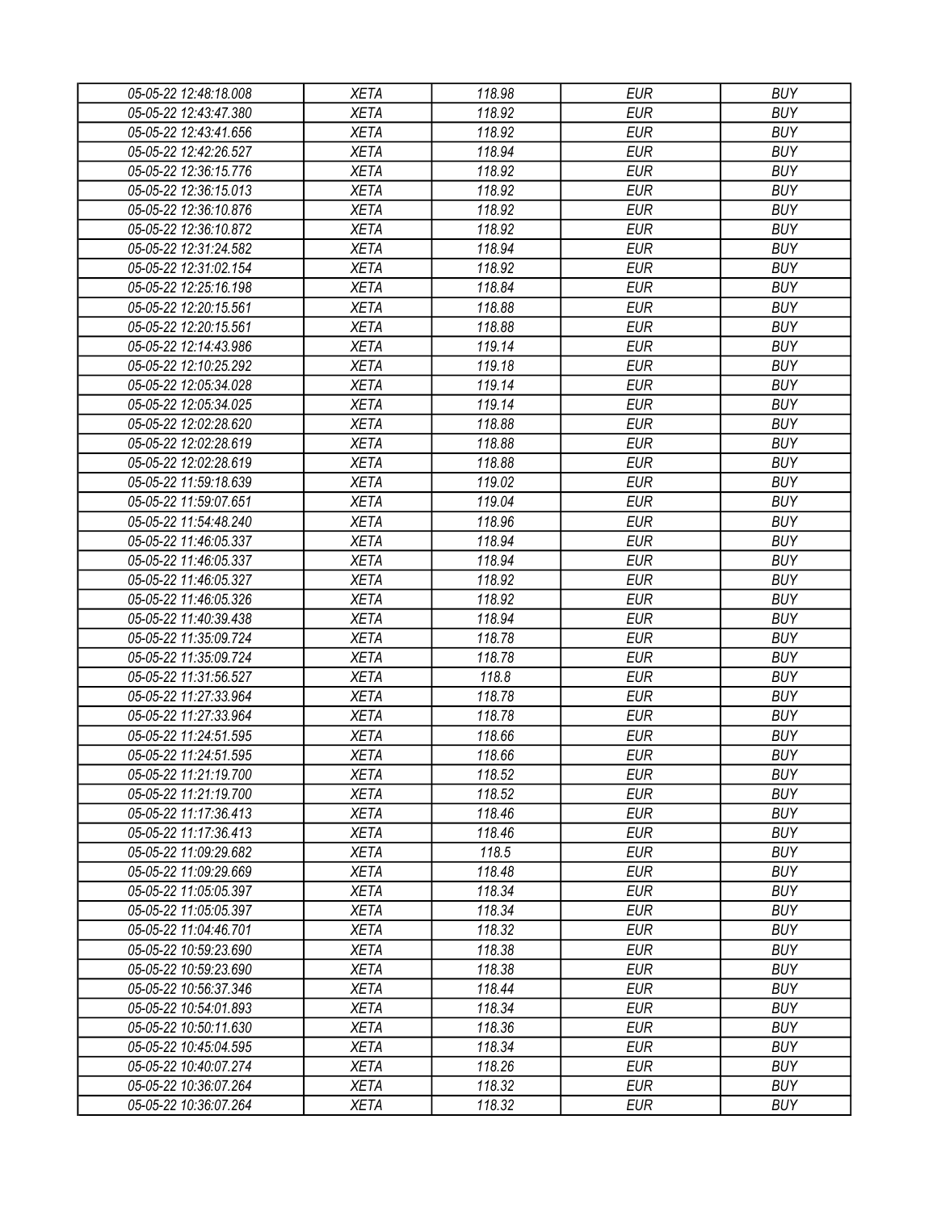| | | | | |
|---|---|---|---|---|
| 05-05-22 12:48:18.008 | XETA | 118.98 | EUR | BUY |
| 05-05-22 12:43:47.380 | XETA | 118.92 | EUR | BUY |
| 05-05-22 12:43:41.656 | XETA | 118.92 | EUR | BUY |
| 05-05-22 12:42:26.527 | XETA | 118.94 | EUR | BUY |
| 05-05-22 12:36:15.776 | XETA | 118.92 | EUR | BUY |
| 05-05-22 12:36:15.013 | XETA | 118.92 | EUR | BUY |
| 05-05-22 12:36:10.876 | XETA | 118.92 | EUR | BUY |
| 05-05-22 12:36:10.872 | XETA | 118.92 | EUR | BUY |
| 05-05-22 12:31:24.582 | XETA | 118.94 | EUR | BUY |
| 05-05-22 12:31:02.154 | XETA | 118.92 | EUR | BUY |
| 05-05-22 12:25:16.198 | XETA | 118.84 | EUR | BUY |
| 05-05-22 12:20:15.561 | XETA | 118.88 | EUR | BUY |
| 05-05-22 12:20:15.561 | XETA | 118.88 | EUR | BUY |
| 05-05-22 12:14:43.986 | XETA | 119.14 | EUR | BUY |
| 05-05-22 12:10:25.292 | XETA | 119.18 | EUR | BUY |
| 05-05-22 12:05:34.028 | XETA | 119.14 | EUR | BUY |
| 05-05-22 12:05:34.025 | XETA | 119.14 | EUR | BUY |
| 05-05-22 12:02:28.620 | XETA | 118.88 | EUR | BUY |
| 05-05-22 12:02:28.619 | XETA | 118.88 | EUR | BUY |
| 05-05-22 12:02:28.619 | XETA | 118.88 | EUR | BUY |
| 05-05-22 11:59:18.639 | XETA | 119.02 | EUR | BUY |
| 05-05-22 11:59:07.651 | XETA | 119.04 | EUR | BUY |
| 05-05-22 11:54:48.240 | XETA | 118.96 | EUR | BUY |
| 05-05-22 11:46:05.337 | XETA | 118.94 | EUR | BUY |
| 05-05-22 11:46:05.337 | XETA | 118.94 | EUR | BUY |
| 05-05-22 11:46:05.327 | XETA | 118.92 | EUR | BUY |
| 05-05-22 11:46:05.326 | XETA | 118.92 | EUR | BUY |
| 05-05-22 11:40:39.438 | XETA | 118.94 | EUR | BUY |
| 05-05-22 11:35:09.724 | XETA | 118.78 | EUR | BUY |
| 05-05-22 11:35:09.724 | XETA | 118.78 | EUR | BUY |
| 05-05-22 11:31:56.527 | XETA | 118.8 | EUR | BUY |
| 05-05-22 11:27:33.964 | XETA | 118.78 | EUR | BUY |
| 05-05-22 11:27:33.964 | XETA | 118.78 | EUR | BUY |
| 05-05-22 11:24:51.595 | XETA | 118.66 | EUR | BUY |
| 05-05-22 11:24:51.595 | XETA | 118.66 | EUR | BUY |
| 05-05-22 11:21:19.700 | XETA | 118.52 | EUR | BUY |
| 05-05-22 11:21:19.700 | XETA | 118.52 | EUR | BUY |
| 05-05-22 11:17:36.413 | XETA | 118.46 | EUR | BUY |
| 05-05-22 11:17:36.413 | XETA | 118.46 | EUR | BUY |
| 05-05-22 11:09:29.682 | XETA | 118.5 | EUR | BUY |
| 05-05-22 11:09:29.669 | XETA | 118.48 | EUR | BUY |
| 05-05-22 11:05:05.397 | XETA | 118.34 | EUR | BUY |
| 05-05-22 11:05:05.397 | XETA | 118.34 | EUR | BUY |
| 05-05-22 11:04:46.701 | XETA | 118.32 | EUR | BUY |
| 05-05-22 10:59:23.690 | XETA | 118.38 | EUR | BUY |
| 05-05-22 10:59:23.690 | XETA | 118.38 | EUR | BUY |
| 05-05-22 10:56:37.346 | XETA | 118.44 | EUR | BUY |
| 05-05-22 10:54:01.893 | XETA | 118.34 | EUR | BUY |
| 05-05-22 10:50:11.630 | XETA | 118.36 | EUR | BUY |
| 05-05-22 10:45:04.595 | XETA | 118.34 | EUR | BUY |
| 05-05-22 10:40:07.274 | XETA | 118.26 | EUR | BUY |
| 05-05-22 10:36:07.264 | XETA | 118.32 | EUR | BUY |
| 05-05-22 10:36:07.264 | XETA | 118.32 | EUR | BUY |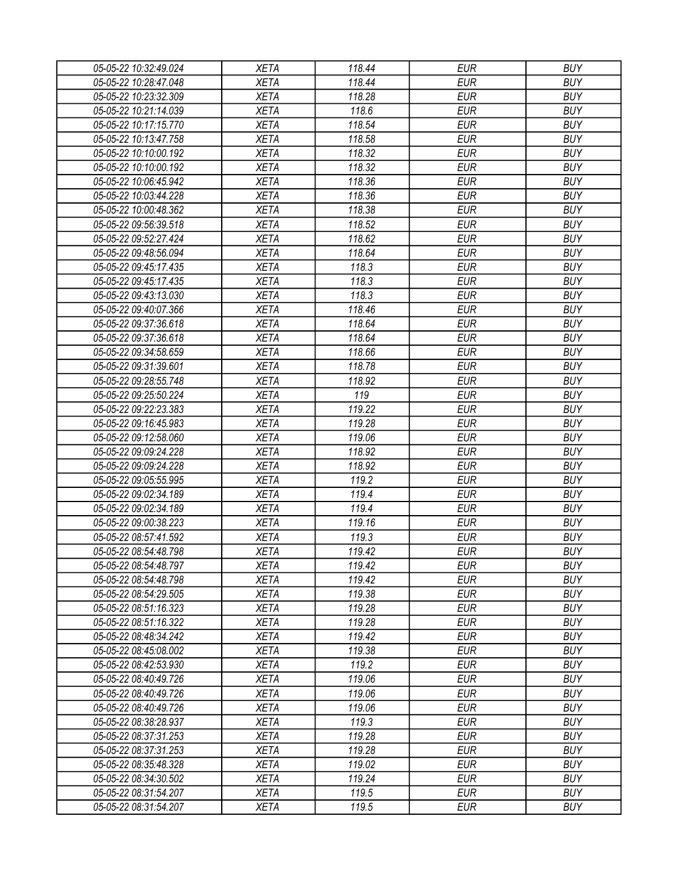| 05-05-22 10:32:49.024 | XETA | 118.44 | EUR | BUY |
|---|---|---|---|---|
| 05-05-22 10:28:47.048 | XETA | 118.44 | EUR | BUY |
| 05-05-22 10:23:32.309 | XETA | 118.28 | EUR | BUY |
| 05-05-22 10:21:14.039 | XETA | 118.6 | EUR | BUY |
| 05-05-22 10:17:15.770 | XETA | 118.54 | EUR | BUY |
| 05-05-22 10:13:47.758 | XETA | 118.58 | EUR | BUY |
| 05-05-22 10:10:00.192 | XETA | 118.32 | EUR | BUY |
| 05-05-22 10:10:00.192 | XETA | 118.32 | EUR | BUY |
| 05-05-22 10:06:45.942 | XETA | 118.36 | EUR | BUY |
| 05-05-22 10:03:44.228 | XETA | 118.36 | EUR | BUY |
| 05-05-22 10:00:48.362 | XETA | 118.38 | EUR | BUY |
| 05-05-22 09:56:39.518 | XETA | 118.52 | EUR | BUY |
| 05-05-22 09:52:27.424 | XETA | 118.62 | EUR | BUY |
| 05-05-22 09:48:56.094 | XETA | 118.64 | EUR | BUY |
| 05-05-22 09:45:17.435 | XETA | 118.3 | EUR | BUY |
| 05-05-22 09:45:17.435 | XETA | 118.3 | EUR | BUY |
| 05-05-22 09:43:13.030 | XETA | 118.3 | EUR | BUY |
| 05-05-22 09:40:07.366 | XETA | 118.46 | EUR | BUY |
| 05-05-22 09:37:36.618 | XETA | 118.64 | EUR | BUY |
| 05-05-22 09:37:36.618 | XETA | 118.64 | EUR | BUY |
| 05-05-22 09:34:58.659 | XETA | 118.66 | EUR | BUY |
| 05-05-22 09:31:39.601 | XETA | 118.78 | EUR | BUY |
| 05-05-22 09:28:55.748 | XETA | 118.92 | EUR | BUY |
| 05-05-22 09:25:50.224 | XETA | 119 | EUR | BUY |
| 05-05-22 09:22:23.383 | XETA | 119.22 | EUR | BUY |
| 05-05-22 09:16:45.983 | XETA | 119.28 | EUR | BUY |
| 05-05-22 09:12:58.060 | XETA | 119.06 | EUR | BUY |
| 05-05-22 09:09:24.228 | XETA | 118.92 | EUR | BUY |
| 05-05-22 09:09:24.228 | XETA | 118.92 | EUR | BUY |
| 05-05-22 09:05:55.995 | XETA | 119.2 | EUR | BUY |
| 05-05-22 09:02:34.189 | XETA | 119.4 | EUR | BUY |
| 05-05-22 09:02:34.189 | XETA | 119.4 | EUR | BUY |
| 05-05-22 09:00:38.223 | XETA | 119.16 | EUR | BUY |
| 05-05-22 08:57:41.592 | XETA | 119.3 | EUR | BUY |
| 05-05-22 08:54:48.798 | XETA | 119.42 | EUR | BUY |
| 05-05-22 08:54:48.797 | XETA | 119.42 | EUR | BUY |
| 05-05-22 08:54:48.798 | XETA | 119.42 | EUR | BUY |
| 05-05-22 08:54:29.505 | XETA | 119.38 | EUR | BUY |
| 05-05-22 08:51:16.323 | XETA | 119.28 | EUR | BUY |
| 05-05-22 08:51:16.322 | XETA | 119.28 | EUR | BUY |
| 05-05-22 08:48:34.242 | XETA | 119.42 | EUR | BUY |
| 05-05-22 08:45:08.002 | XETA | 119.38 | EUR | BUY |
| 05-05-22 08:42:53.930 | XETA | 119.2 | EUR | BUY |
| 05-05-22 08:40:49.726 | XETA | 119.06 | EUR | BUY |
| 05-05-22 08:40:49.726 | XETA | 119.06 | EUR | BUY |
| 05-05-22 08:40:49.726 | XETA | 119.06 | EUR | BUY |
| 05-05-22 08:38:28.937 | XETA | 119.3 | EUR | BUY |
| 05-05-22 08:37:31.253 | XETA | 119.28 | EUR | BUY |
| 05-05-22 08:37:31.253 | XETA | 119.28 | EUR | BUY |
| 05-05-22 08:35:48.328 | XETA | 119.02 | EUR | BUY |
| 05-05-22 08:34:30.502 | XETA | 119.24 | EUR | BUY |
| 05-05-22 08:31:54.207 | XETA | 119.5 | EUR | BUY |
| 05-05-22 08:31:54.207 | XETA | 119.5 | EUR | BUY |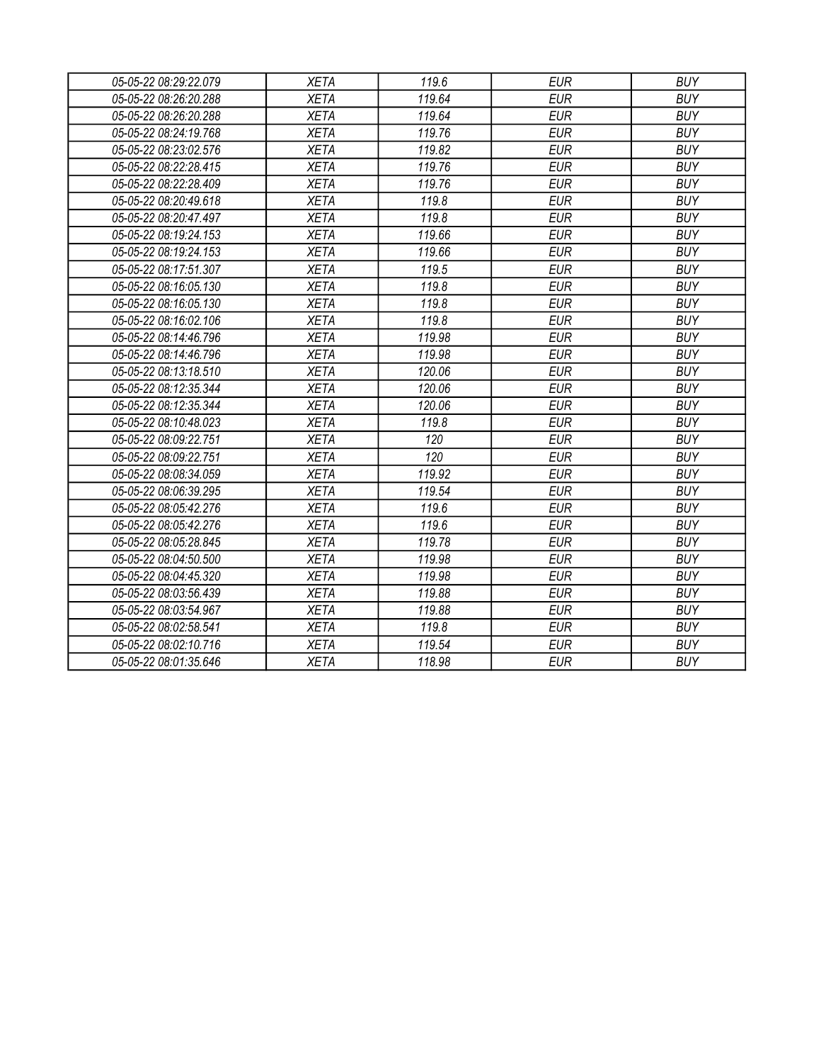| | | | | |
|---|---|---|---|---|
| 05-05-22 08:29:22.079 | XETA | 119.6 | EUR | BUY |
| 05-05-22 08:26:20.288 | XETA | 119.64 | EUR | BUY |
| 05-05-22 08:26:20.288 | XETA | 119.64 | EUR | BUY |
| 05-05-22 08:24:19.768 | XETA | 119.76 | EUR | BUY |
| 05-05-22 08:23:02.576 | XETA | 119.82 | EUR | BUY |
| 05-05-22 08:22:28.415 | XETA | 119.76 | EUR | BUY |
| 05-05-22 08:22:28.409 | XETA | 119.76 | EUR | BUY |
| 05-05-22 08:20:49.618 | XETA | 119.8 | EUR | BUY |
| 05-05-22 08:20:47.497 | XETA | 119.8 | EUR | BUY |
| 05-05-22 08:19:24.153 | XETA | 119.66 | EUR | BUY |
| 05-05-22 08:19:24.153 | XETA | 119.66 | EUR | BUY |
| 05-05-22 08:17:51.307 | XETA | 119.5 | EUR | BUY |
| 05-05-22 08:16:05.130 | XETA | 119.8 | EUR | BUY |
| 05-05-22 08:16:05.130 | XETA | 119.8 | EUR | BUY |
| 05-05-22 08:16:02.106 | XETA | 119.8 | EUR | BUY |
| 05-05-22 08:14:46.796 | XETA | 119.98 | EUR | BUY |
| 05-05-22 08:14:46.796 | XETA | 119.98 | EUR | BUY |
| 05-05-22 08:13:18.510 | XETA | 120.06 | EUR | BUY |
| 05-05-22 08:12:35.344 | XETA | 120.06 | EUR | BUY |
| 05-05-22 08:12:35.344 | XETA | 120.06 | EUR | BUY |
| 05-05-22 08:10:48.023 | XETA | 119.8 | EUR | BUY |
| 05-05-22 08:09:22.751 | XETA | 120 | EUR | BUY |
| 05-05-22 08:09:22.751 | XETA | 120 | EUR | BUY |
| 05-05-22 08:08:34.059 | XETA | 119.92 | EUR | BUY |
| 05-05-22 08:06:39.295 | XETA | 119.54 | EUR | BUY |
| 05-05-22 08:05:42.276 | XETA | 119.6 | EUR | BUY |
| 05-05-22 08:05:42.276 | XETA | 119.6 | EUR | BUY |
| 05-05-22 08:05:28.845 | XETA | 119.78 | EUR | BUY |
| 05-05-22 08:04:50.500 | XETA | 119.98 | EUR | BUY |
| 05-05-22 08:04:45.320 | XETA | 119.98 | EUR | BUY |
| 05-05-22 08:03:56.439 | XETA | 119.88 | EUR | BUY |
| 05-05-22 08:03:54.967 | XETA | 119.88 | EUR | BUY |
| 05-05-22 08:02:58.541 | XETA | 119.8 | EUR | BUY |
| 05-05-22 08:02:10.716 | XETA | 119.54 | EUR | BUY |
| 05-05-22 08:01:35.646 | XETA | 118.98 | EUR | BUY |